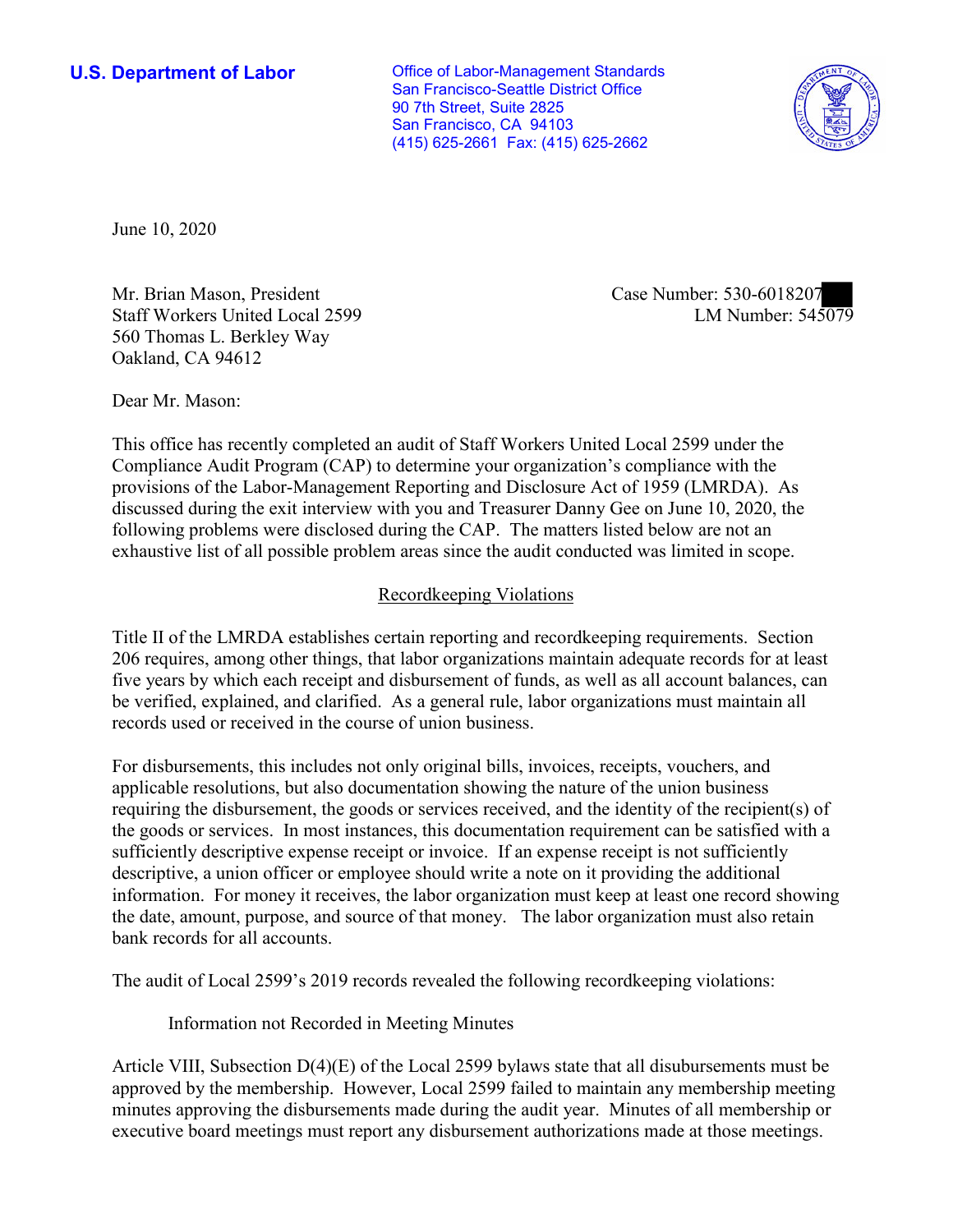**U.S. Department of Labor**

Office of Labor-Management Standards
San Francisco-Seattle District Office
90 7th Street, Suite 2825
San Francisco, CA 94103
(415) 625-2661 Fax: (415) 625-2662

June 10, 2020

Mr. Brian Mason, President
Staff Workers United Local 2599
560 Thomas L. Berkley Way
Oakland, CA 94612

Case Number: 530-6018207
LM Number: 545079

Dear Mr. Mason:

This office has recently completed an audit of Staff Workers United Local 2599 under the Compliance Audit Program (CAP) to determine your organization's compliance with the provisions of the Labor-Management Reporting and Disclosure Act of 1959 (LMRDA). As discussed during the exit interview with you and Treasurer Danny Gee on June 10, 2020, the following problems were disclosed during the CAP. The matters listed below are not an exhaustive list of all possible problem areas since the audit conducted was limited in scope.

## Recordkeeping Violations

Title II of the LMRDA establishes certain reporting and recordkeeping requirements. Section 206 requires, among other things, that labor organizations maintain adequate records for at least five years by which each receipt and disbursement of funds, as well as all account balances, can be verified, explained, and clarified. As a general rule, labor organizations must maintain all records used or received in the course of union business.

For disbursements, this includes not only original bills, invoices, receipts, vouchers, and applicable resolutions, but also documentation showing the nature of the union business requiring the disbursement, the goods or services received, and the identity of the recipient(s) of the goods or services. In most instances, this documentation requirement can be satisfied with a sufficiently descriptive expense receipt or invoice. If an expense receipt is not sufficiently descriptive, a union officer or employee should write a note on it providing the additional information. For money it receives, the labor organization must keep at least one record showing the date, amount, purpose, and source of that money. The labor organization must also retain bank records for all accounts.

The audit of Local 2599's 2019 records revealed the following recordkeeping violations:

### Information not Recorded in Meeting Minutes

Article VIII, Subsection D(4)(E) of the Local 2599 bylaws state that all disubursements must be approved by the membership. However, Local 2599 failed to maintain any membership meeting minutes approving the disbursements made during the audit year. Minutes of all membership or executive board meetings must report any disbursement authorizations made at those meetings.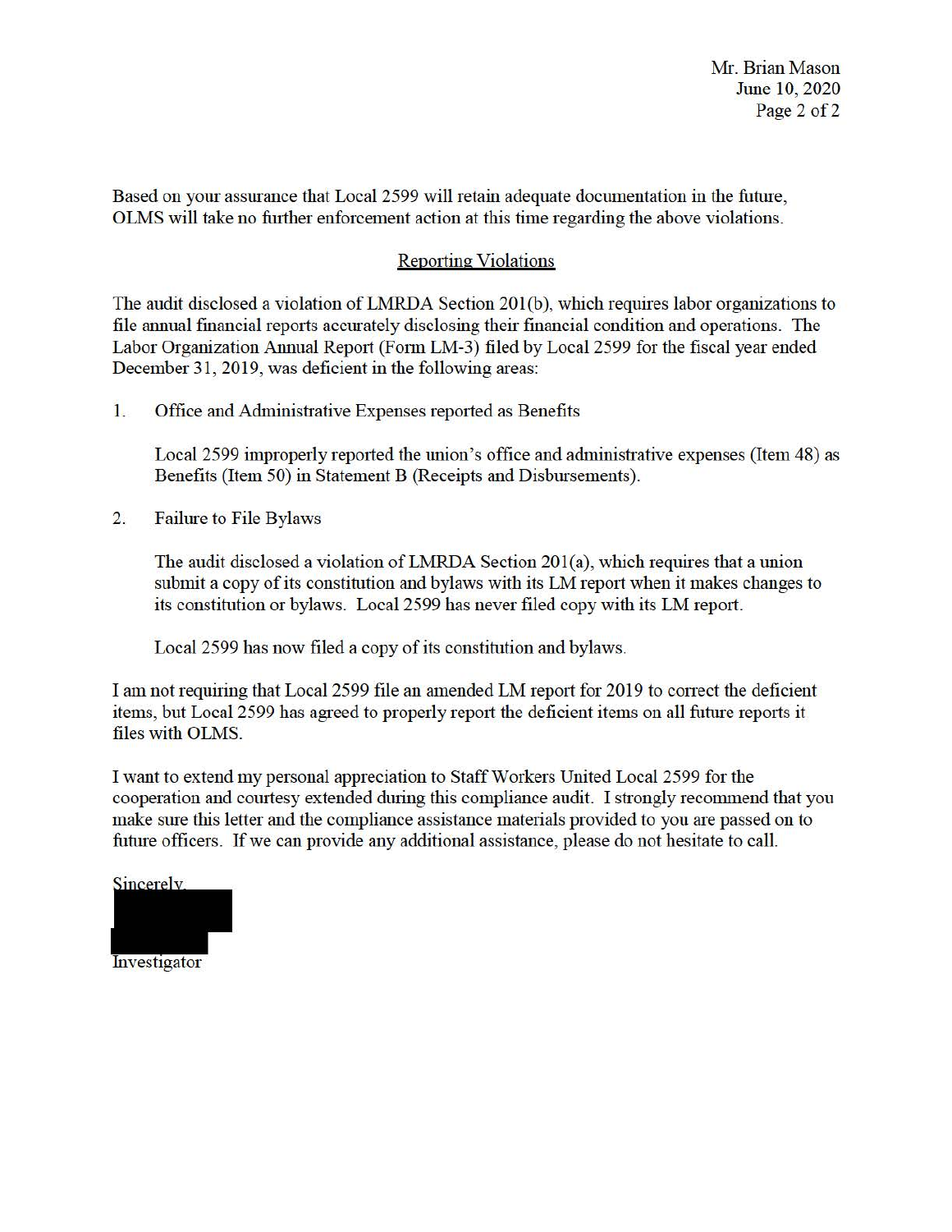Based on your assurance that Local 2599 will retain adequate documentation in the future, OLMS will take no further enforcement action at this time regarding the above violations.

## Reporting Violations

The audit disclosed a violation of LMRDA Section 201(b), which requires labor organizations to file annual financial reports accurately disclosing their financial condition and operations. The Labor Organization Annual Report (Form LM-3) filed by Local 2599 for the fiscal year ended December 31, 2019, was deficient in the following areas:

1. Office and Administrative Expenses reported as Benefits

   Local 2599 improperly reported the union's office and administrative expenses (Item 48) as Benefits (Item 50) in Statement B (Receipts and Disbursements).

2. Failure to File Bylaws

   The audit disclosed a violation of LMRDA Section 201(a), which requires that a union submit a copy of its constitution and bylaws with its LM report when it makes changes to its constitution or bylaws. Local 2599 has never filed copy with its LM report.

   Local 2599 has now filed a copy of its constitution and bylaws.

I am not requiring that Local 2599 file an amended LM report for 2019 to correct the deficient items, but Local 2599 has agreed to properly report the deficient items on all future reports it files with OLMS.

I want to extend my personal appreciation to Staff Workers United Local 2599 for the cooperation and courtesy extended during this compliance audit. I strongly recommend that you make sure this letter and the compliance assistance materials provided to you are passed on to future officers. If we can provide any additional assistance, please do not hesitate to call.

Sincerely,

Investigator